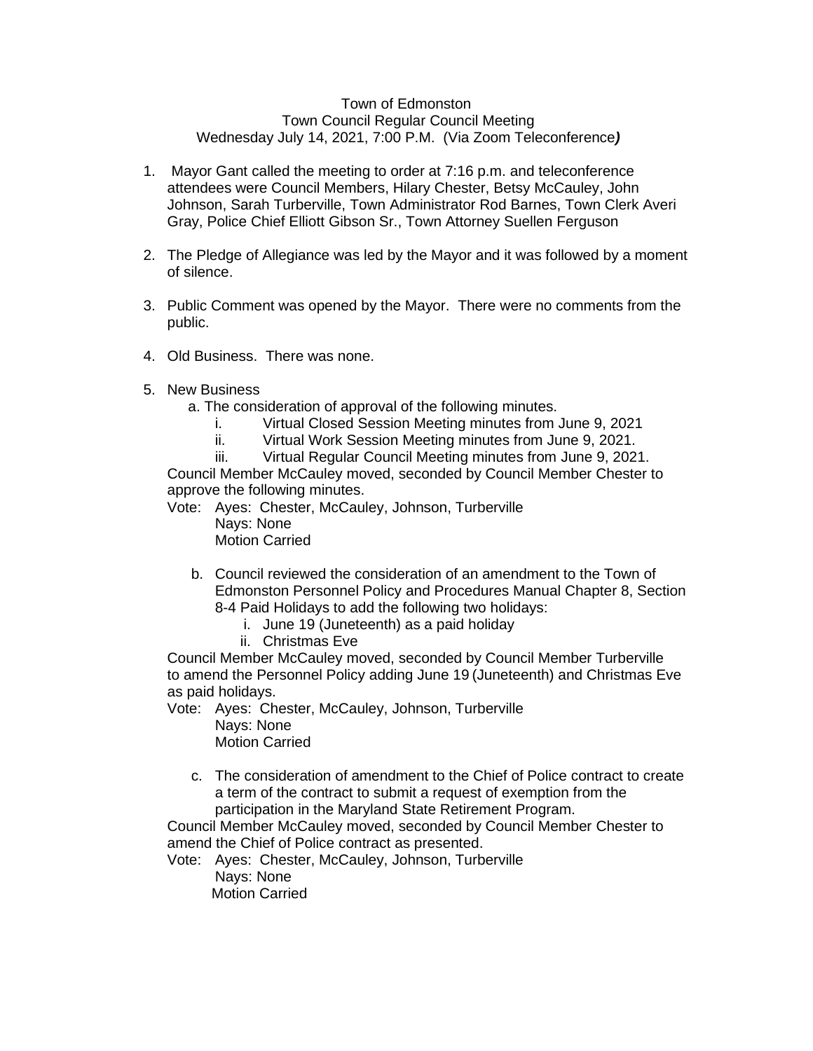Town of Edmonston
Town Council Regular Council Meeting
Wednesday July 14, 2021, 7:00 P.M. (Via Zoom Teleconference***)***

1. Mayor Gant called the meeting to order at 7:16 p.m. and teleconference attendees were Council Members, Hilary Chester, Betsy McCauley, John Johnson, Sarah Turberville, Town Administrator Rod Barnes, Town Clerk Averi Gray, Police Chief Elliott Gibson Sr., Town Attorney Suellen Ferguson

2. The Pledge of Allegiance was led by the Mayor and it was followed by a moment of silence.

3. Public Comment was opened by the Mayor. There were no comments from the public.

4. Old Business. There was none.

5. New Business
   a. The consideration of approval of the following minutes.
      i. Virtual Closed Session Meeting minutes from June 9, 2021
      ii. Virtual Work Session Meeting minutes from June 9, 2021.
      iii. Virtual Regular Council Meeting minutes from June 9, 2021.

   Council Member McCauley moved, seconded by Council Member Chester to approve the following minutes.

   Vote: Ayes: Chester, McCauley, Johnson, Turberville
   Nays: None
   Motion Carried

   b. Council reviewed the consideration of an amendment to the Town of Edmonston Personnel Policy and Procedures Manual Chapter 8, Section 8-4 Paid Holidays to add the following two holidays:
      i. June 19 (Juneteenth) as a paid holiday
      ii. Christmas Eve

   Council Member McCauley moved, seconded by Council Member Turberville to amend the Personnel Policy adding June 19 (Juneteenth) and Christmas Eve as paid holidays.

   Vote: Ayes: Chester, McCauley, Johnson, Turberville
   Nays: None
   Motion Carried

   c. The consideration of amendment to the Chief of Police contract to create a term of the contract to submit a request of exemption from the participation in the Maryland State Retirement Program.

   Council Member McCauley moved, seconded by Council Member Chester to amend the Chief of Police contract as presented.

   Vote: Ayes: Chester, McCauley, Johnson, Turberville
   Nays: None
   Motion Carried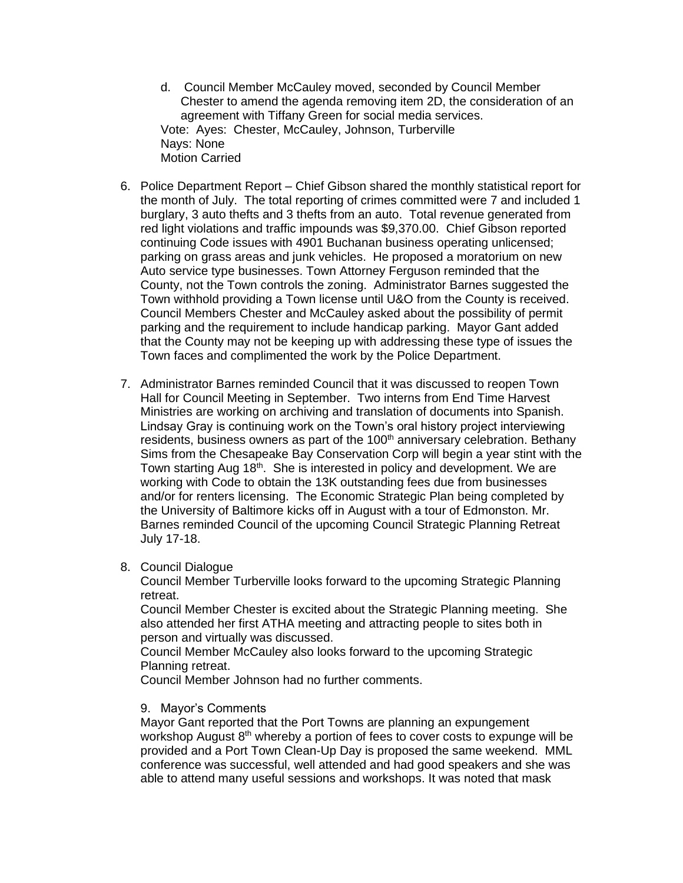d. Council Member McCauley moved, seconded by Council Member Chester to amend the agenda removing item 2D, the consideration of an agreement with Tiffany Green for social media services.

Vote: Ayes: Chester, McCauley, Johnson, Turberville
Nays: None
Motion Carried

6. Police Department Report – Chief Gibson shared the monthly statistical report for the month of July. The total reporting of crimes committed were 7 and included 1 burglary, 3 auto thefts and 3 thefts from an auto. Total revenue generated from red light violations and traffic impounds was $9,370.00. Chief Gibson reported continuing Code issues with 4901 Buchanan business operating unlicensed; parking on grass areas and junk vehicles. He proposed a moratorium on new Auto service type businesses. Town Attorney Ferguson reminded that the County, not the Town controls the zoning. Administrator Barnes suggested the Town withhold providing a Town license until U&O from the County is received. Council Members Chester and McCauley asked about the possibility of permit parking and the requirement to include handicap parking. Mayor Gant added that the County may not be keeping up with addressing these type of issues the Town faces and complimented the work by the Police Department.

7. Administrator Barnes reminded Council that it was discussed to reopen Town Hall for Council Meeting in September. Two interns from End Time Harvest Ministries are working on archiving and translation of documents into Spanish. Lindsay Gray is continuing work on the Town's oral history project interviewing residents, business owners as part of the 100th anniversary celebration. Bethany Sims from the Chesapeake Bay Conservation Corp will begin a year stint with the Town starting Aug 18th. She is interested in policy and development. We are working with Code to obtain the 13K outstanding fees due from businesses and/or for renters licensing. The Economic Strategic Plan being completed by the University of Baltimore kicks off in August with a tour of Edmonston. Mr. Barnes reminded Council of the upcoming Council Strategic Planning Retreat July 17-18.

8. Council Dialogue

Council Member Turberville looks forward to the upcoming Strategic Planning retreat.

Council Member Chester is excited about the Strategic Planning meeting. She also attended her first ATHA meeting and attracting people to sites both in person and virtually was discussed.

Council Member McCauley also looks forward to the upcoming Strategic Planning retreat.

Council Member Johnson had no further comments.

9. Mayor's Comments

Mayor Gant reported that the Port Towns are planning an expungement workshop August 8th whereby a portion of fees to cover costs to expunge will be provided and a Port Town Clean-Up Day is proposed the same weekend. MML conference was successful, well attended and had good speakers and she was able to attend many useful sessions and workshops. It was noted that mask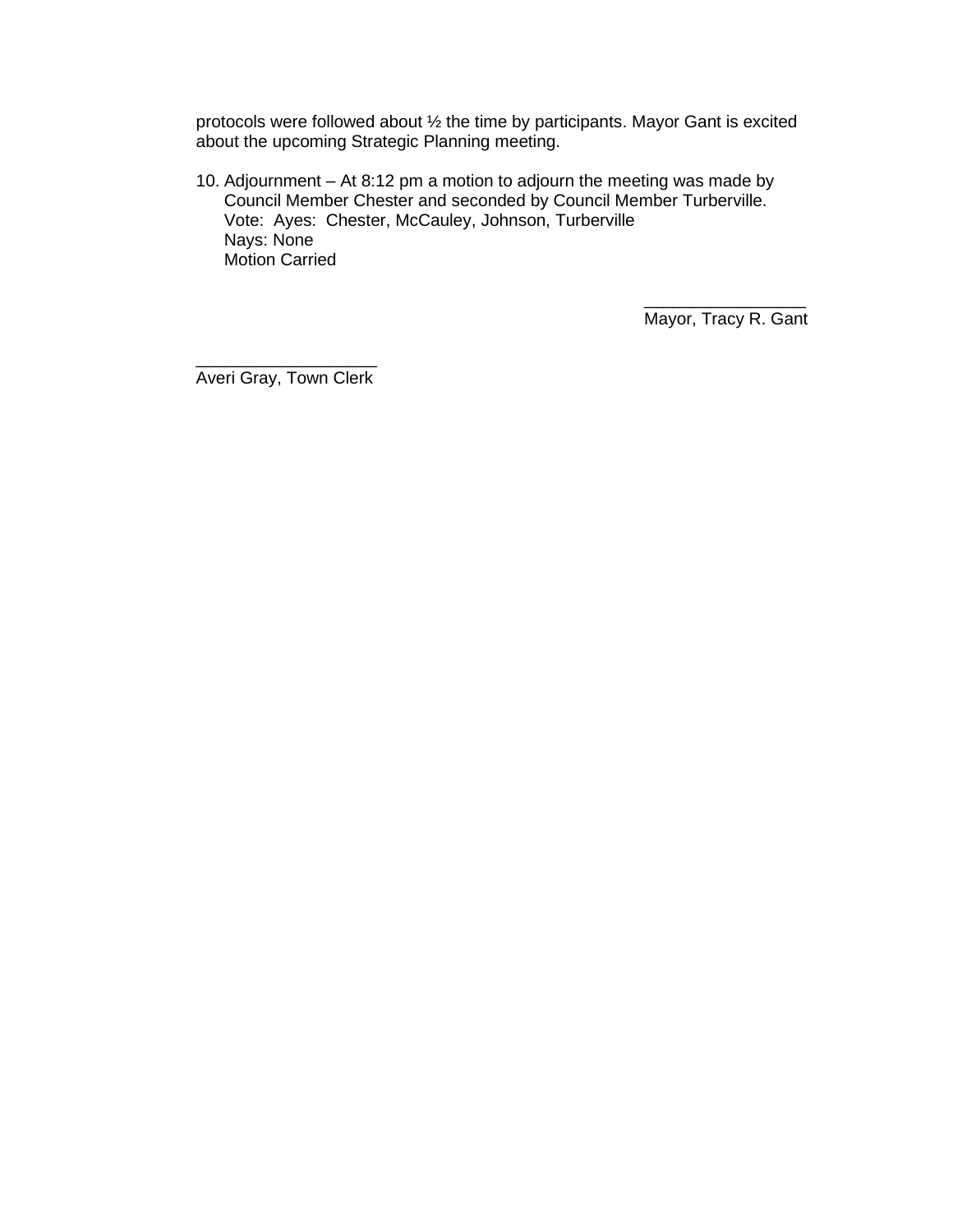protocols were followed about ½ the time by participants. Mayor Gant is excited about the upcoming Strategic Planning meeting.

10. Adjournment – At 8:12 pm a motion to adjourn the meeting was made by Council Member Chester and seconded by Council Member Turberville.
    Vote: Ayes: Chester, McCauley, Johnson, Turberville
    Nays: None
    Motion Carried

\_\_\_\_\_\_\_\_\_\_\_\_\_\_\_\_\_\_
Mayor, Tracy R. Gant

\_\_\_\_\_\_\_\_\_\_\_\_\_\_\_\_\_\_\_\_
Averi Gray, Town Clerk